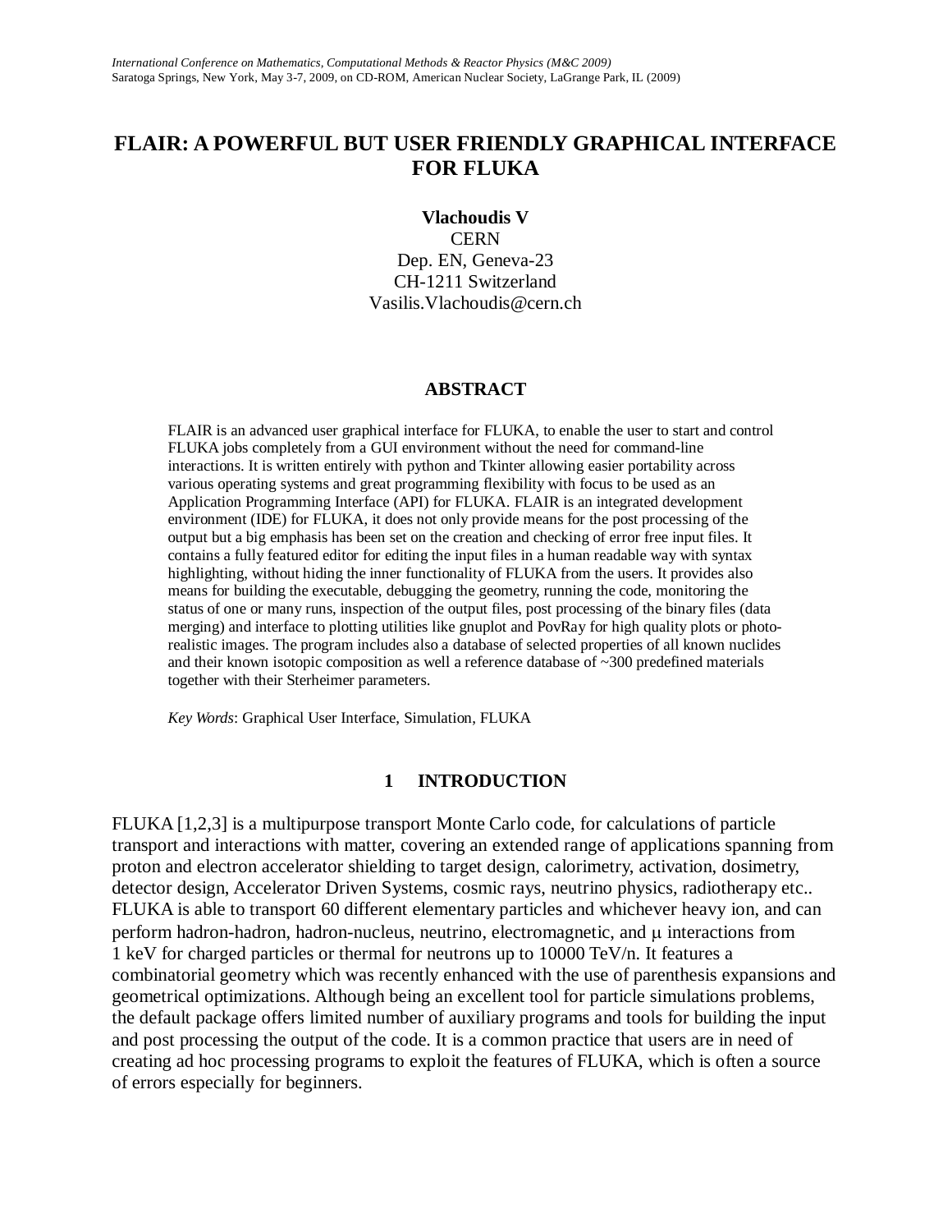# FLAIR: A POWERFUL BUT USER FRIENDLY GRAPHICAL INTERFACE FOR FLUKA

**Vlachoudis V**
CERN
Dep. EN, Geneva-23
CH-1211 Switzerland
Vasilis.Vlachoudis@cern.ch

## ABSTRACT

FLAIR is an advanced user graphical interface for FLUKA, to enable the user to start and control FLUKA jobs completely from a GUI environment without the need for command-line interactions. It is written entirely with python and Tkinter allowing easier portability across various operating systems and great programming flexibility with focus to be used as an Application Programming Interface (API) for FLUKA. FLAIR is an integrated development environment (IDE) for FLUKA, it does not only provide means for the post processing of the output but a big emphasis has been set on the creation and checking of error free input files. It contains a fully featured editor for editing the input files in a human readable way with syntax highlighting, without hiding the inner functionality of FLUKA from the users. It provides also means for building the executable, debugging the geometry, running the code, monitoring the status of one or many runs, inspection of the output files, post processing of the binary files (data merging) and interface to plotting utilities like gnuplot and PovRay for high quality plots or photo-realistic images. The program includes also a database of selected properties of all known nuclides and their known isotopic composition as well a reference database of ~300 predefined materials together with their Sterheimer parameters.

*Key Words*: Graphical User Interface, Simulation, FLUKA

## 1 INTRODUCTION

FLUKA [1,2,3] is a multipurpose transport Monte Carlo code, for calculations of particle transport and interactions with matter, covering an extended range of applications spanning from proton and electron accelerator shielding to target design, calorimetry, activation, dosimetry, detector design, Accelerator Driven Systems, cosmic rays, neutrino physics, radiotherapy etc.. FLUKA is able to transport 60 different elementary particles and whichever heavy ion, and can perform hadron-hadron, hadron-nucleus, neutrino, electromagnetic, and $\mu$ interactions from 1 keV for charged particles or thermal for neutrons up to 10000 TeV/n. It features a combinatorial geometry which was recently enhanced with the use of parenthesis expansions and geometrical optimizations. Although being an excellent tool for particle simulations problems, the default package offers limited number of auxiliary programs and tools for building the input and post processing the output of the code. It is a common practice that users are in need of creating ad hoc processing programs to exploit the features of FLUKA, which is often a source of errors especially for beginners.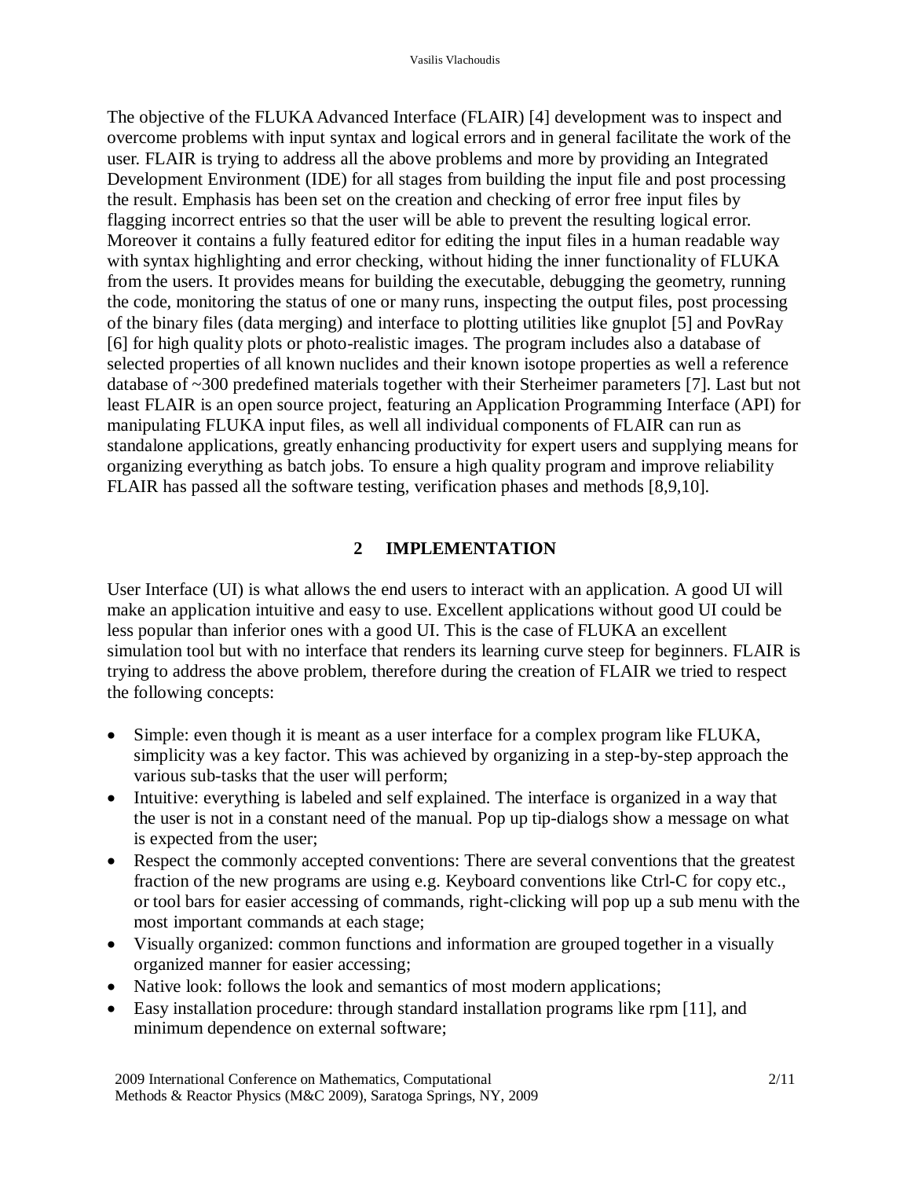The objective of the FLUKA Advanced Interface (FLAIR) [4] development was to inspect and overcome problems with input syntax and logical errors and in general facilitate the work of the user. FLAIR is trying to address all the above problems and more by providing an Integrated Development Environment (IDE) for all stages from building the input file and post processing the result. Emphasis has been set on the creation and checking of error free input files by flagging incorrect entries so that the user will be able to prevent the resulting logical error. Moreover it contains a fully featured editor for editing the input files in a human readable way with syntax highlighting and error checking, without hiding the inner functionality of FLUKA from the users. It provides means for building the executable, debugging the geometry, running the code, monitoring the status of one or many runs, inspecting the output files, post processing of the binary files (data merging) and interface to plotting utilities like gnuplot [5] and PovRay [6] for high quality plots or photo-realistic images. The program includes also a database of selected properties of all known nuclides and their known isotope properties as well a reference database of ~300 predefined materials together with their Sterheimer parameters [7]. Last but not least FLAIR is an open source project, featuring an Application Programming Interface (API) for manipulating FLUKA input files, as well all individual components of FLAIR can run as standalone applications, greatly enhancing productivity for expert users and supplying means for organizing everything as batch jobs. To ensure a high quality program and improve reliability FLAIR has passed all the software testing, verification phases and methods [8,9,10].

## 2 IMPLEMENTATION

User Interface (UI) is what allows the end users to interact with an application. A good UI will make an application intuitive and easy to use. Excellent applications without good UI could be less popular than inferior ones with a good UI. This is the case of FLUKA an excellent simulation tool but with no interface that renders its learning curve steep for beginners. FLAIR is trying to address the above problem, therefore during the creation of FLAIR we tried to respect the following concepts:

- Simple: even though it is meant as a user interface for a complex program like FLUKA, simplicity was a key factor. This was achieved by organizing in a step-by-step approach the various sub-tasks that the user will perform;
- Intuitive: everything is labeled and self explained. The interface is organized in a way that the user is not in a constant need of the manual. Pop up tip-dialogs show a message on what is expected from the user;
- Respect the commonly accepted conventions: There are several conventions that the greatest fraction of the new programs are using e.g. Keyboard conventions like Ctrl-C for copy etc., or tool bars for easier accessing of commands, right-clicking will pop up a sub menu with the most important commands at each stage;
- Visually organized: common functions and information are grouped together in a visually organized manner for easier accessing;
- Native look: follows the look and semantics of most modern applications;
- Easy installation procedure: through standard installation programs like rpm [11], and minimum dependence on external software;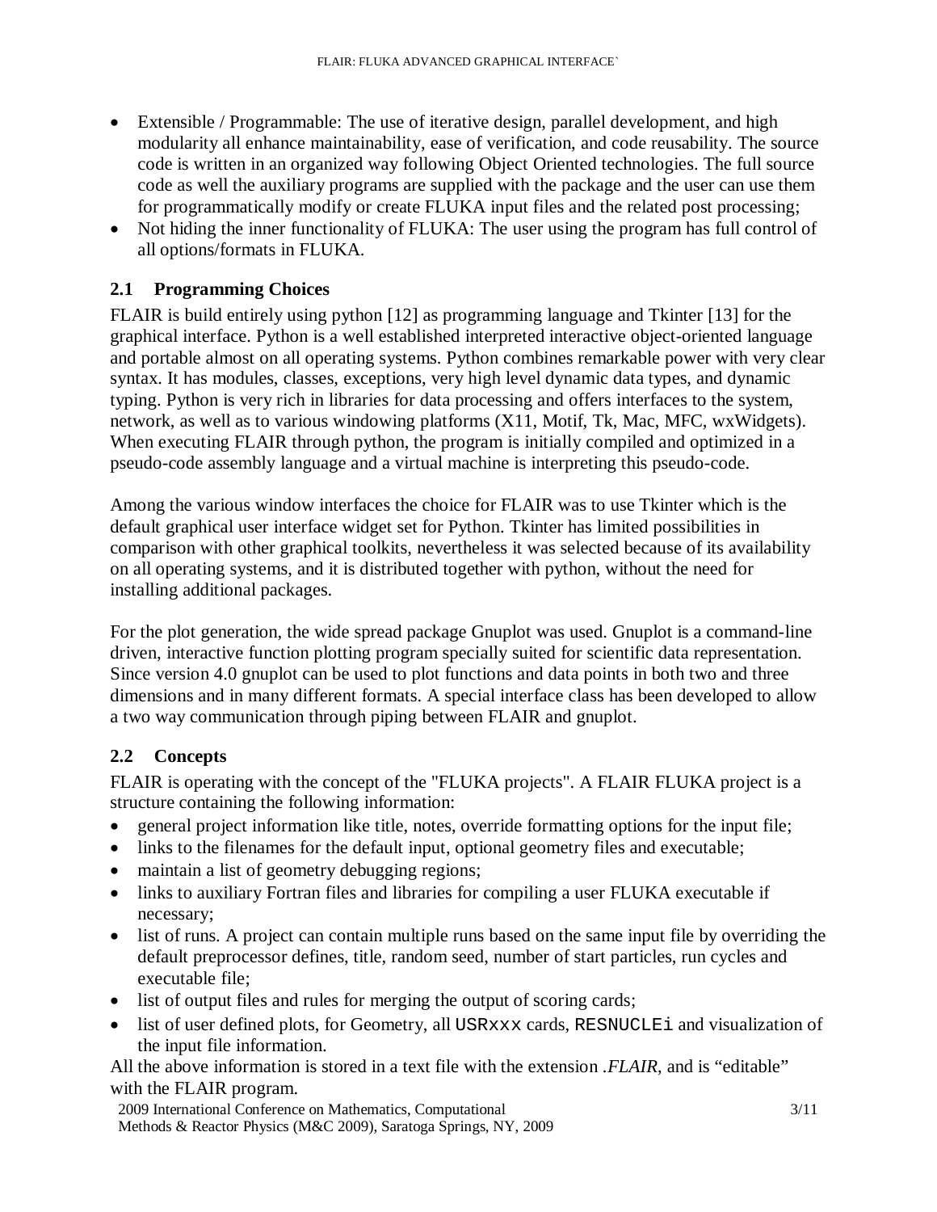- Extensible / Programmable: The use of iterative design, parallel development, and high modularity all enhance maintainability, ease of verification, and code reusability. The source code is written in an organized way following Object Oriented technologies. The full source code as well the auxiliary programs are supplied with the package and the user can use them for programmatically modify or create FLUKA input files and the related post processing;
- Not hiding the inner functionality of FLUKA: The user using the program has full control of all options/formats in FLUKA.

## 2.1 Programming Choices

FLAIR is build entirely using python [12] as programming language and Tkinter [13] for the graphical interface. Python is a well established interpreted interactive object-oriented language and portable almost on all operating systems. Python combines remarkable power with very clear syntax. It has modules, classes, exceptions, very high level dynamic data types, and dynamic typing. Python is very rich in libraries for data processing and offers interfaces to the system, network, as well as to various windowing platforms (X11, Motif, Tk, Mac, MFC, wxWidgets). When executing FLAIR through python, the program is initially compiled and optimized in a pseudo-code assembly language and a virtual machine is interpreting this pseudo-code.

Among the various window interfaces the choice for FLAIR was to use Tkinter which is the default graphical user interface widget set for Python. Tkinter has limited possibilities in comparison with other graphical toolkits, nevertheless it was selected because of its availability on all operating systems, and it is distributed together with python, without the need for installing additional packages.

For the plot generation, the wide spread package Gnuplot was used. Gnuplot is a command-line driven, interactive function plotting program specially suited for scientific data representation. Since version 4.0 gnuplot can be used to plot functions and data points in both two and three dimensions and in many different formats. A special interface class has been developed to allow a two way communication through piping between FLAIR and gnuplot.

## 2.2 Concepts

FLAIR is operating with the concept of the "FLUKA projects". A FLAIR FLUKA project is a structure containing the following information:

- general project information like title, notes, override formatting options for the input file;
- links to the filenames for the default input, optional geometry files and executable;
- maintain a list of geometry debugging regions;
- links to auxiliary Fortran files and libraries for compiling a user FLUKA executable if necessary;
- list of runs. A project can contain multiple runs based on the same input file by overriding the default preprocessor defines, title, random seed, number of start particles, run cycles and executable file;
- list of output files and rules for merging the output of scoring cards;
- list of user defined plots, for Geometry, all `USRxxx` cards, `RESNUCLEi` and visualization of the input file information.

All the above information is stored in a text file with the extension *.FLAIR*, and is “editable” with the FLAIR program.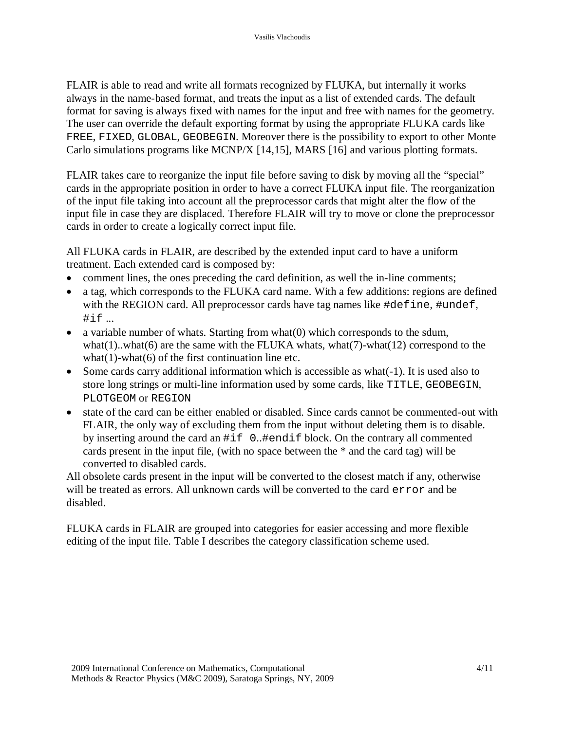FLAIR is able to read and write all formats recognized by FLUKA, but internally it works always in the name-based format, and treats the input as a list of extended cards. The default format for saving is always fixed with names for the input and free with names for the geometry. The user can override the default exporting format by using the appropriate FLUKA cards like `FREE`, `FIXED`, `GLOBAL`, `GEOBEGIN`. Moreover there is the possibility to export to other Monte Carlo simulations programs like MCNP/X [14,15], MARS [16] and various plotting formats.

FLAIR takes care to reorganize the input file before saving to disk by moving all the "special" cards in the appropriate position in order to have a correct FLUKA input file. The reorganization of the input file taking into account all the preprocessor cards that might alter the flow of the input file in case they are displaced. Therefore FLAIR will try to move or clone the preprocessor cards in order to create a logically correct input file.

All FLUKA cards in FLAIR, are described by the extended input card to have a uniform treatment. Each extended card is composed by:

- comment lines, the ones preceding the card definition, as well the in-line comments;
- a tag, which corresponds to the FLUKA card name. With a few additions: regions are defined with the REGION card. All preprocessor cards have tag names like `#define`, `#undef`, `#if` ...
- a variable number of whats. Starting from what(0) which corresponds to the sdum, what(1)..what(6) are the same with the FLUKA whats, what(7)-what(12) correspond to the what(1)-what(6) of the first continuation line etc.
- Some cards carry additional information which is accessible as what(-1). It is used also to store long strings or multi-line information used by some cards, like `TITLE`, `GEOBEGIN`, `PLOTGEOM` or `REGION`
- state of the card can be either enabled or disabled. Since cards cannot be commented-out with FLAIR, the only way of excluding them from the input without deleting them is to disable. by inserting around the card an `#if 0`..`#endif` block. On the contrary all commented cards present in the input file, (with no space between the * and the card tag) will be converted to disabled cards.

All obsolete cards present in the input will be converted to the closest match if any, otherwise will be treated as errors. All unknown cards will be converted to the card `error` and be disabled.

FLUKA cards in FLAIR are grouped into categories for easier accessing and more flexible editing of the input file. Table I describes the category classification scheme used.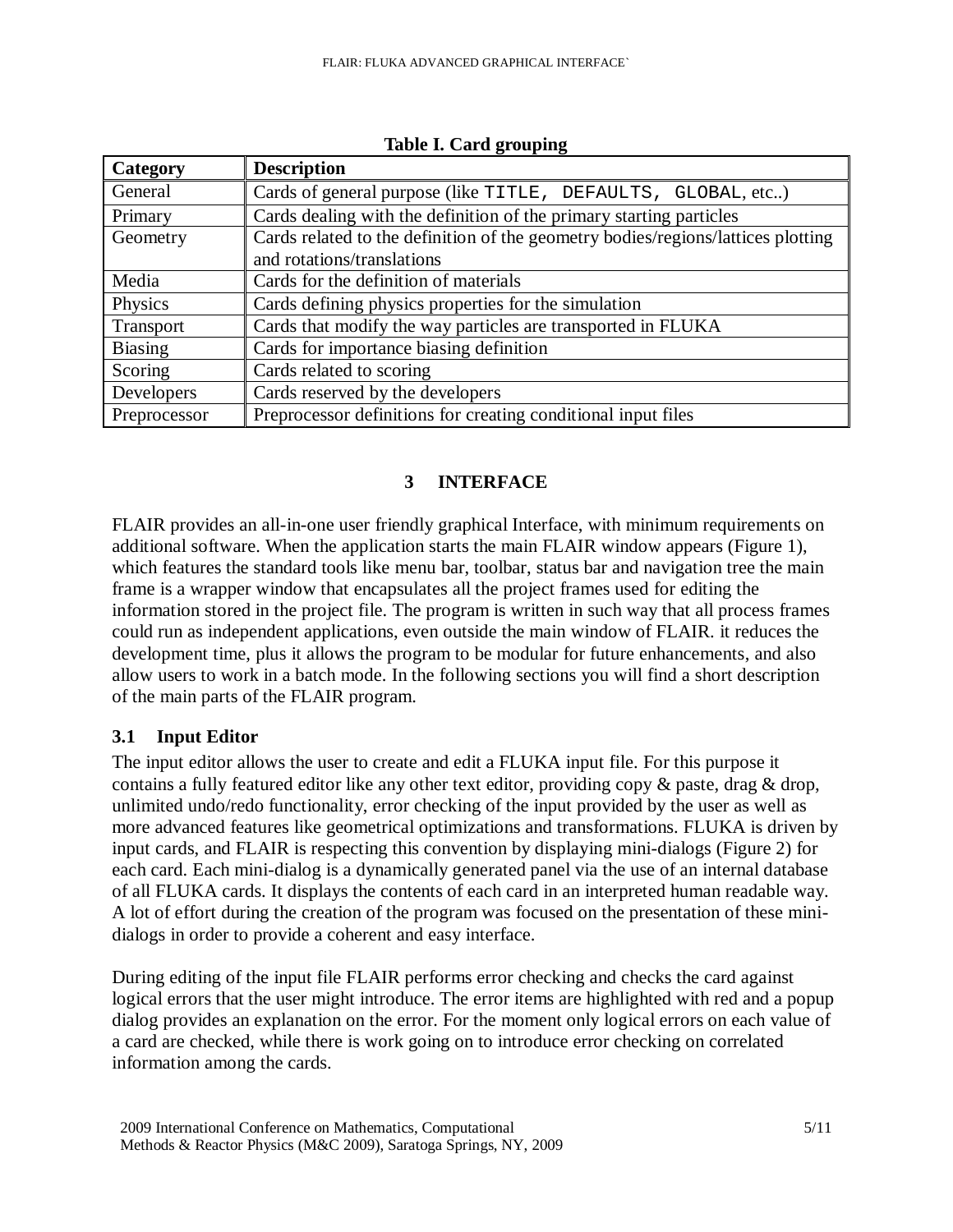**Table I. Card grouping**

| Category | Description |
|---|---|
| General | Cards of general purpose (like `TITLE, DEFAULTS, GLOBAL`, etc..) |
| Primary | Cards dealing with the definition of the primary starting particles |
| Geometry | Cards related to the definition of the geometry bodies/regions/lattices plotting and rotations/translations |
| Media | Cards for the definition of materials |
| Physics | Cards defining physics properties for the simulation |
| Transport | Cards that modify the way particles are transported in FLUKA |
| Biasing | Cards for importance biasing definition |
| Scoring | Cards related to scoring |
| Developers | Cards reserved by the developers |
| Preprocessor | Preprocessor definitions for creating conditional input files |

## 3 INTERFACE

FLAIR provides an all-in-one user friendly graphical Interface, with minimum requirements on additional software. When the application starts the main FLAIR window appears (Figure 1), which features the standard tools like menu bar, toolbar, status bar and navigation tree the main frame is a wrapper window that encapsulates all the project frames used for editing the information stored in the project file. The program is written in such way that all process frames could run as independent applications, even outside the main window of FLAIR. it reduces the development time, plus it allows the program to be modular for future enhancements, and also allow users to work in a batch mode. In the following sections you will find a short description of the main parts of the FLAIR program.

### 3.1 Input Editor

The input editor allows the user to create and edit a FLUKA input file. For this purpose it contains a fully featured editor like any other text editor, providing copy & paste, drag & drop, unlimited undo/redo functionality, error checking of the input provided by the user as well as more advanced features like geometrical optimizations and transformations. FLUKA is driven by input cards, and FLAIR is respecting this convention by displaying mini-dialogs (Figure 2) for each card. Each mini-dialog is a dynamically generated panel via the use of an internal database of all FLUKA cards. It displays the contents of each card in an interpreted human readable way. A lot of effort during the creation of the program was focused on the presentation of these mini-dialogs in order to provide a coherent and easy interface.

During editing of the input file FLAIR performs error checking and checks the card against logical errors that the user might introduce. The error items are highlighted with red and a popup dialog provides an explanation on the error. For the moment only logical errors on each value of a card are checked, while there is work going on to introduce error checking on correlated information among the cards.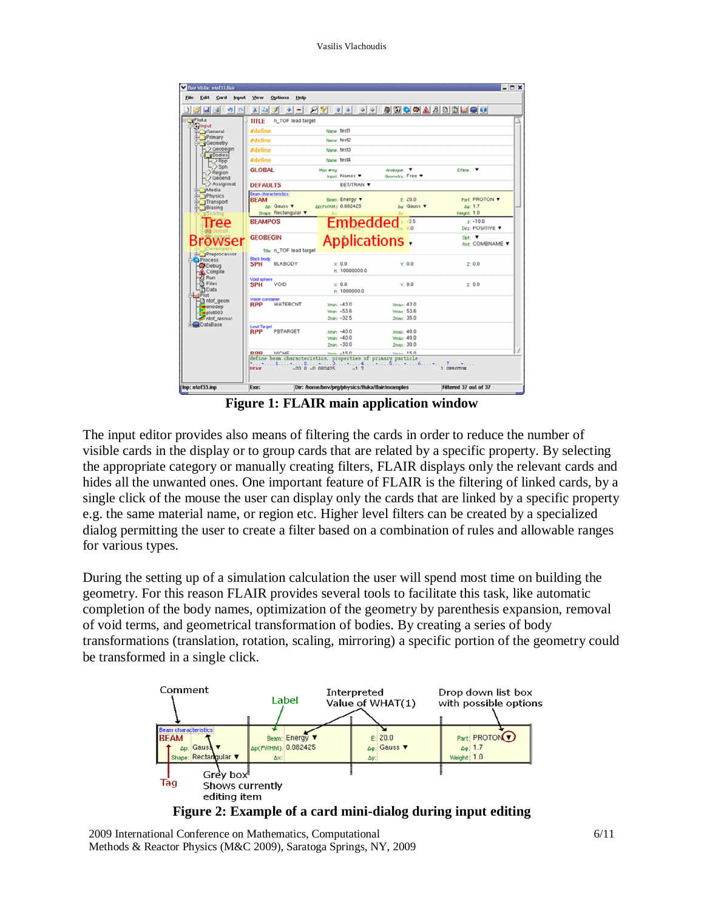**Figure 1: FLAIR main application window**

The input editor provides also means of filtering the cards in order to reduce the number of visible cards in the display or to group cards that are related by a specific property. By selecting the appropriate category or manually creating filters, FLAIR displays only the relevant cards and hides all the unwanted ones. One important feature of FLAIR is the filtering of linked cards, by a single click of the mouse the user can display only the cards that are linked by a specific property e.g. the same material name, or region etc. Higher level filters can be created by a specialized dialog permitting the user to create a filter based on a combination of rules and allowable ranges for various types.

During the setting up of a simulation calculation the user will spend most time on building the geometry. For this reason FLAIR provides several tools to facilitate this task, like automatic completion of the body names, optimization of the geometry by parenthesis expansion, removal of void terms, and geometrical transformation of bodies. By creating a series of body transformations (translation, rotation, scaling, mirroring) a specific portion of the geometry could be transformed in a single click.

**Figure 2: Example of a card mini-dialog during input editing**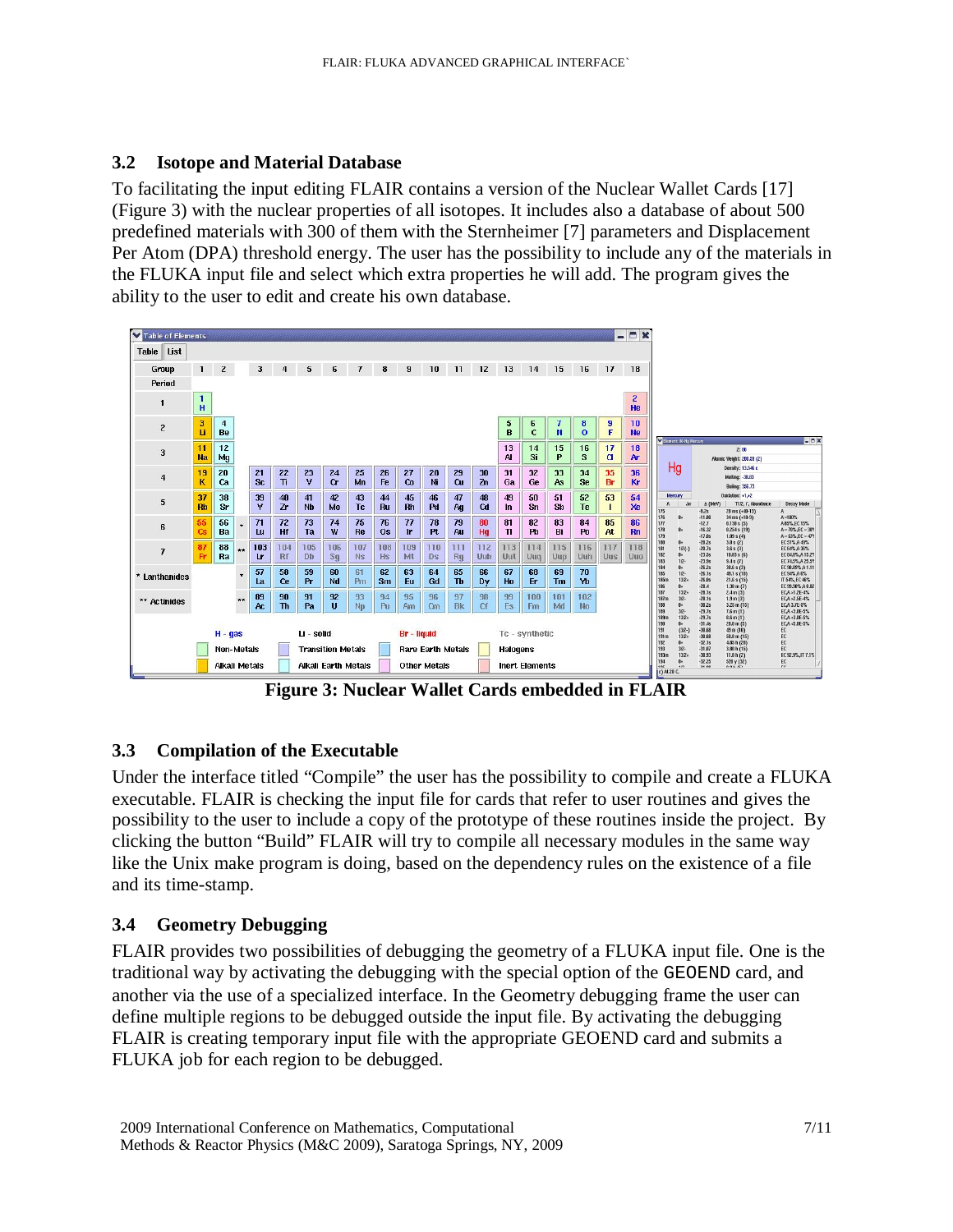## 3.2 Isotope and Material Database

To facilitating the input editing FLAIR contains a version of the Nuclear Wallet Cards [17] (Figure 3) with the nuclear properties of all isotopes. It includes also a database of about 500 predefined materials with 300 of them with the Sternheimer [7] parameters and Displacement Per Atom (DPA) threshold energy. The user has the possibility to include any of the materials in the FLUKA input file and select which extra properties he will add. The program gives the ability to the user to edit and create his own database.

**Figure 3: Nuclear Wallet Cards embedded in FLAIR**

## 3.3 Compilation of the Executable

Under the interface titled "Compile" the user has the possibility to compile and create a FLUKA executable. FLAIR is checking the input file for cards that refer to user routines and gives the possibility to the user to include a copy of the prototype of these routines inside the project. By clicking the button "Build" FLAIR will try to compile all necessary modules in the same way like the Unix make program is doing, based on the dependency rules on the existence of a file and its time-stamp.

## 3.4 Geometry Debugging

FLAIR provides two possibilities of debugging the geometry of a FLUKA input file. One is the traditional way by activating the debugging with the special option of the `GEOEND` card, and another via the use of a specialized interface. In the Geometry debugging frame the user can define multiple regions to be debugged outside the input file. By activating the debugging FLAIR is creating temporary input file with the appropriate GEOEND card and submits a FLUKA job for each region to be debugged.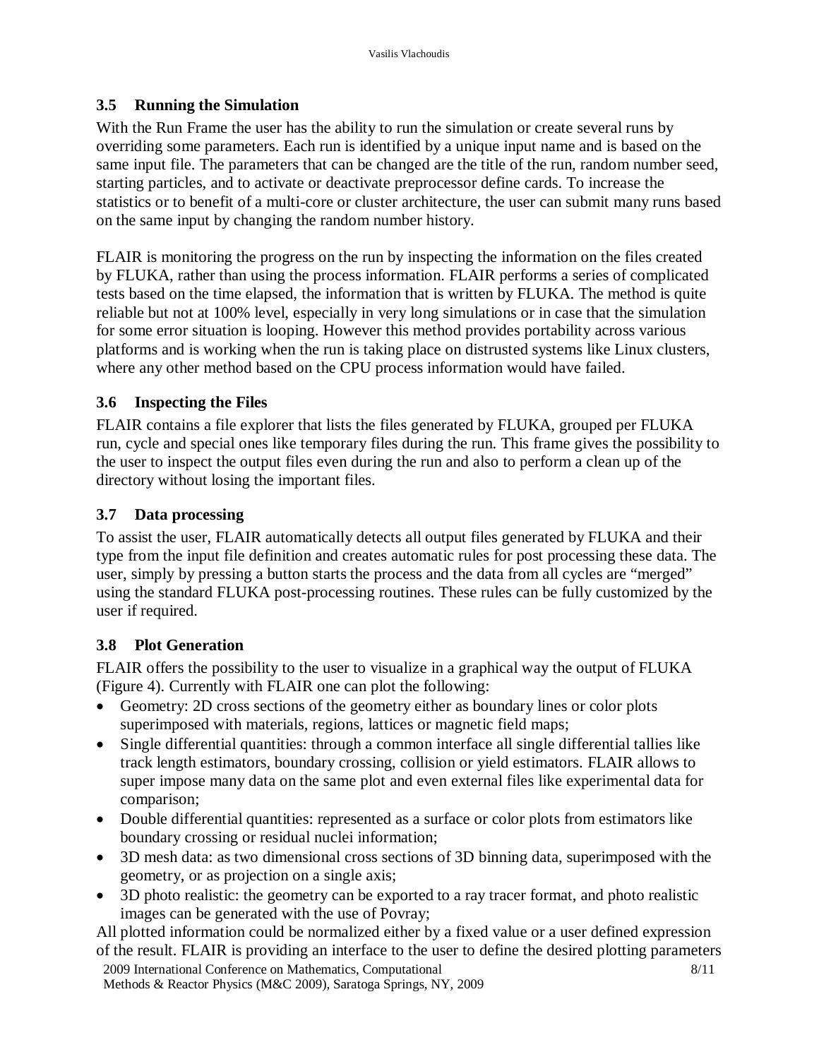## 3.5 Running the Simulation

With the Run Frame the user has the ability to run the simulation or create several runs by overriding some parameters. Each run is identified by a unique input name and is based on the same input file. The parameters that can be changed are the title of the run, random number seed, starting particles, and to activate or deactivate preprocessor define cards. To increase the statistics or to benefit of a multi-core or cluster architecture, the user can submit many runs based on the same input by changing the random number history.

FLAIR is monitoring the progress on the run by inspecting the information on the files created by FLUKA, rather than using the process information. FLAIR performs a series of complicated tests based on the time elapsed, the information that is written by FLUKA. The method is quite reliable but not at 100% level, especially in very long simulations or in case that the simulation for some error situation is looping. However this method provides portability across various platforms and is working when the run is taking place on distrusted systems like Linux clusters, where any other method based on the CPU process information would have failed.

## 3.6 Inspecting the Files

FLAIR contains a file explorer that lists the files generated by FLUKA, grouped per FLUKA run, cycle and special ones like temporary files during the run. This frame gives the possibility to the user to inspect the output files even during the run and also to perform a clean up of the directory without losing the important files.

## 3.7 Data processing

To assist the user, FLAIR automatically detects all output files generated by FLUKA and their type from the input file definition and creates automatic rules for post processing these data. The user, simply by pressing a button starts the process and the data from all cycles are "merged" using the standard FLUKA post-processing routines. These rules can be fully customized by the user if required.

## 3.8 Plot Generation

FLAIR offers the possibility to the user to visualize in a graphical way the output of FLUKA (Figure 4). Currently with FLAIR one can plot the following:

- Geometry: 2D cross sections of the geometry either as boundary lines or color plots superimposed with materials, regions, lattices or magnetic field maps;
- Single differential quantities: through a common interface all single differential tallies like track length estimators, boundary crossing, collision or yield estimators. FLAIR allows to super impose many data on the same plot and even external files like experimental data for comparison;
- Double differential quantities: represented as a surface or color plots from estimators like boundary crossing or residual nuclei information;
- 3D mesh data: as two dimensional cross sections of 3D binning data, superimposed with the geometry, or as projection on a single axis;
- 3D photo realistic: the geometry can be exported to a ray tracer format, and photo realistic images can be generated with the use of Povray;

All plotted information could be normalized either by a fixed value or a user defined expression of the result. FLAIR is providing an interface to the user to define the desired plotting parameters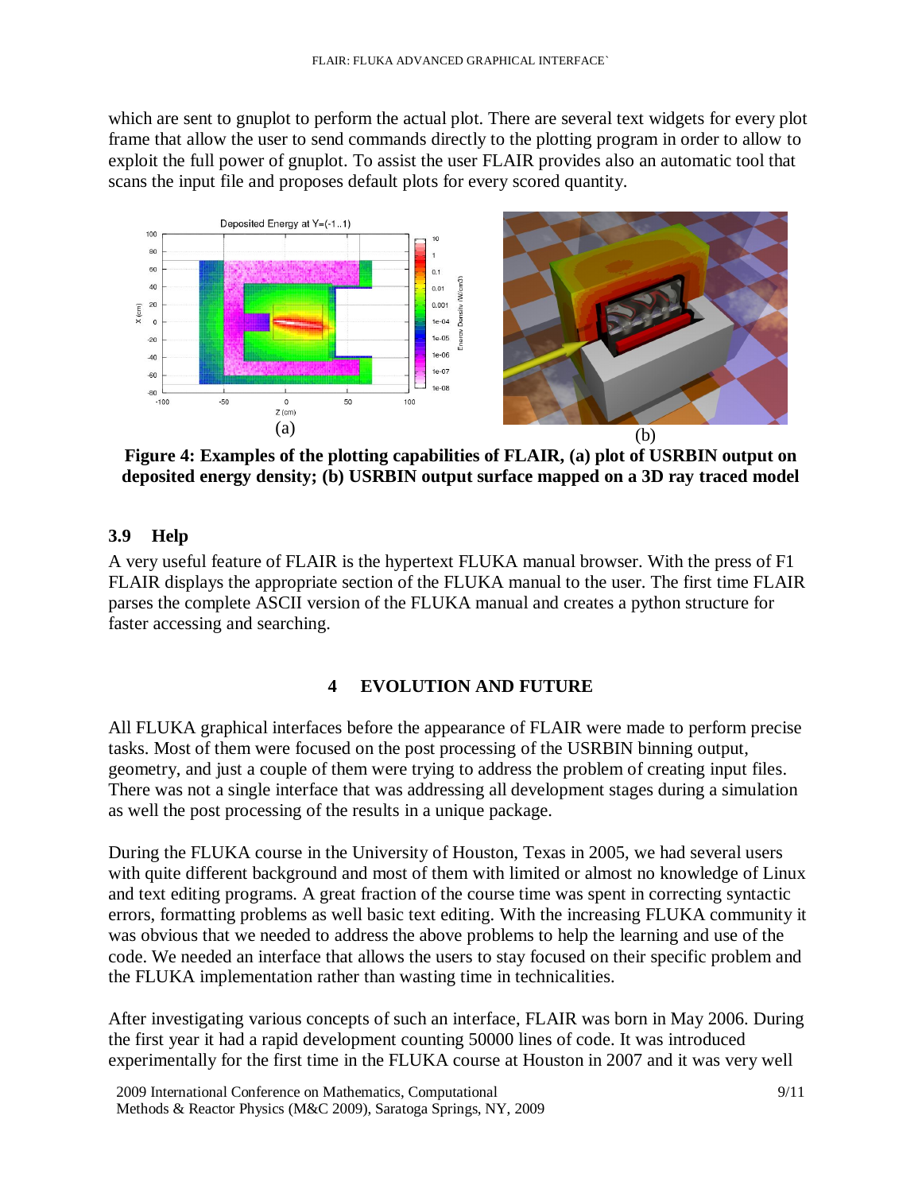which are sent to gnuplot to perform the actual plot. There are several text widgets for every plot frame that allow the user to send commands directly to the plotting program in order to allow to exploit the full power of gnuplot. To assist the user FLAIR provides also an automatic tool that scans the input file and proposes default plots for every scored quantity.

(a) (b)

**Figure 4: Examples of the plotting capabilities of FLAIR, (a) plot of USRBIN output on deposited energy density; (b) USRBIN output surface mapped on a 3D ray traced model**

### 3.9 Help

A very useful feature of FLAIR is the hypertext FLUKA manual browser. With the press of F1 FLAIR displays the appropriate section of the FLUKA manual to the user. The first time FLAIR parses the complete ASCII version of the FLUKA manual and creates a python structure for faster accessing and searching.

## 4 EVOLUTION AND FUTURE

All FLUKA graphical interfaces before the appearance of FLAIR were made to perform precise tasks. Most of them were focused on the post processing of the USRBIN binning output, geometry, and just a couple of them were trying to address the problem of creating input files. There was not a single interface that was addressing all development stages during a simulation as well the post processing of the results in a unique package.

During the FLUKA course in the University of Houston, Texas in 2005, we had several users with quite different background and most of them with limited or almost no knowledge of Linux and text editing programs. A great fraction of the course time was spent in correcting syntactic errors, formatting problems as well basic text editing. With the increasing FLUKA community it was obvious that we needed to address the above problems to help the learning and use of the code. We needed an interface that allows the users to stay focused on their specific problem and the FLUKA implementation rather than wasting time in technicalities.

After investigating various concepts of such an interface, FLAIR was born in May 2006. During the first year it had a rapid development counting 50000 lines of code. It was introduced experimentally for the first time in the FLUKA course at Houston in 2007 and it was very well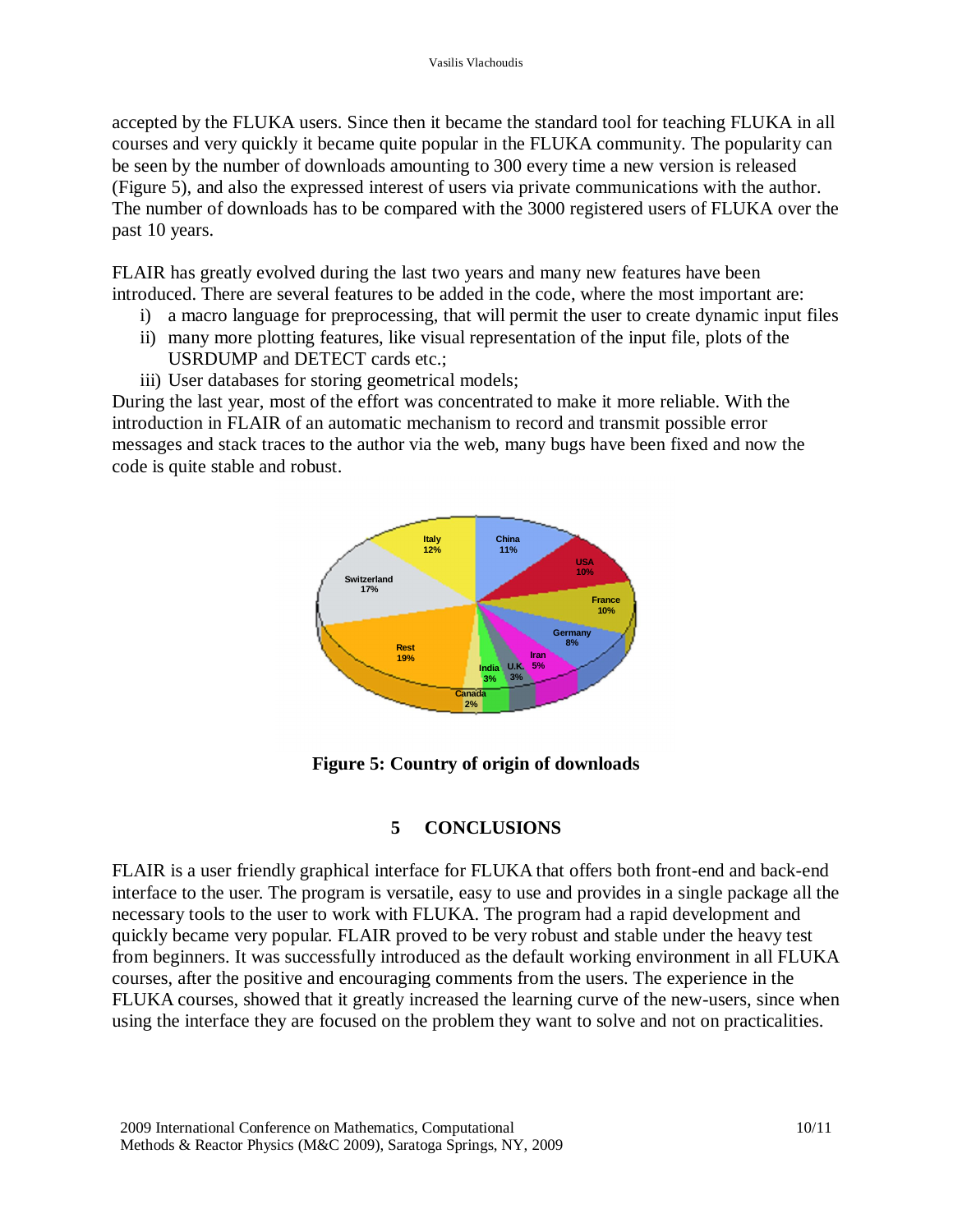accepted by the FLUKA users. Since then it became the standard tool for teaching FLUKA in all courses and very quickly it became quite popular in the FLUKA community. The popularity can be seen by the number of downloads amounting to 300 every time a new version is released (Figure 5), and also the expressed interest of users via private communications with the author. The number of downloads has to be compared with the 3000 registered users of FLUKA over the past 10 years.

FLAIR has greatly evolved during the last two years and many new features have been introduced. There are several features to be added in the code, where the most important are:

i) a macro language for preprocessing, that will permit the user to create dynamic input files
ii) many more plotting features, like visual representation of the input file, plots of the USRDUMP and DETECT cards etc.;
iii) User databases for storing geometrical models;

During the last year, most of the effort was concentrated to make it more reliable. With the introduction in FLAIR of an automatic mechanism to record and transmit possible error messages and stack traces to the author via the web, many bugs have been fixed and now the code is quite stable and robust.

**Figure 5: Country of origin of downloads**

## 5 CONCLUSIONS

FLAIR is a user friendly graphical interface for FLUKA that offers both front-end and back-end interface to the user. The program is versatile, easy to use and provides in a single package all the necessary tools to the user to work with FLUKA. The program had a rapid development and quickly became very popular. FLAIR proved to be very robust and stable under the heavy test from beginners. It was successfully introduced as the default working environment in all FLUKA courses, after the positive and encouraging comments from the users. The experience in the FLUKA courses, showed that it greatly increased the learning curve of the new-users, since when using the interface they are focused on the problem they want to solve and not on practicalities.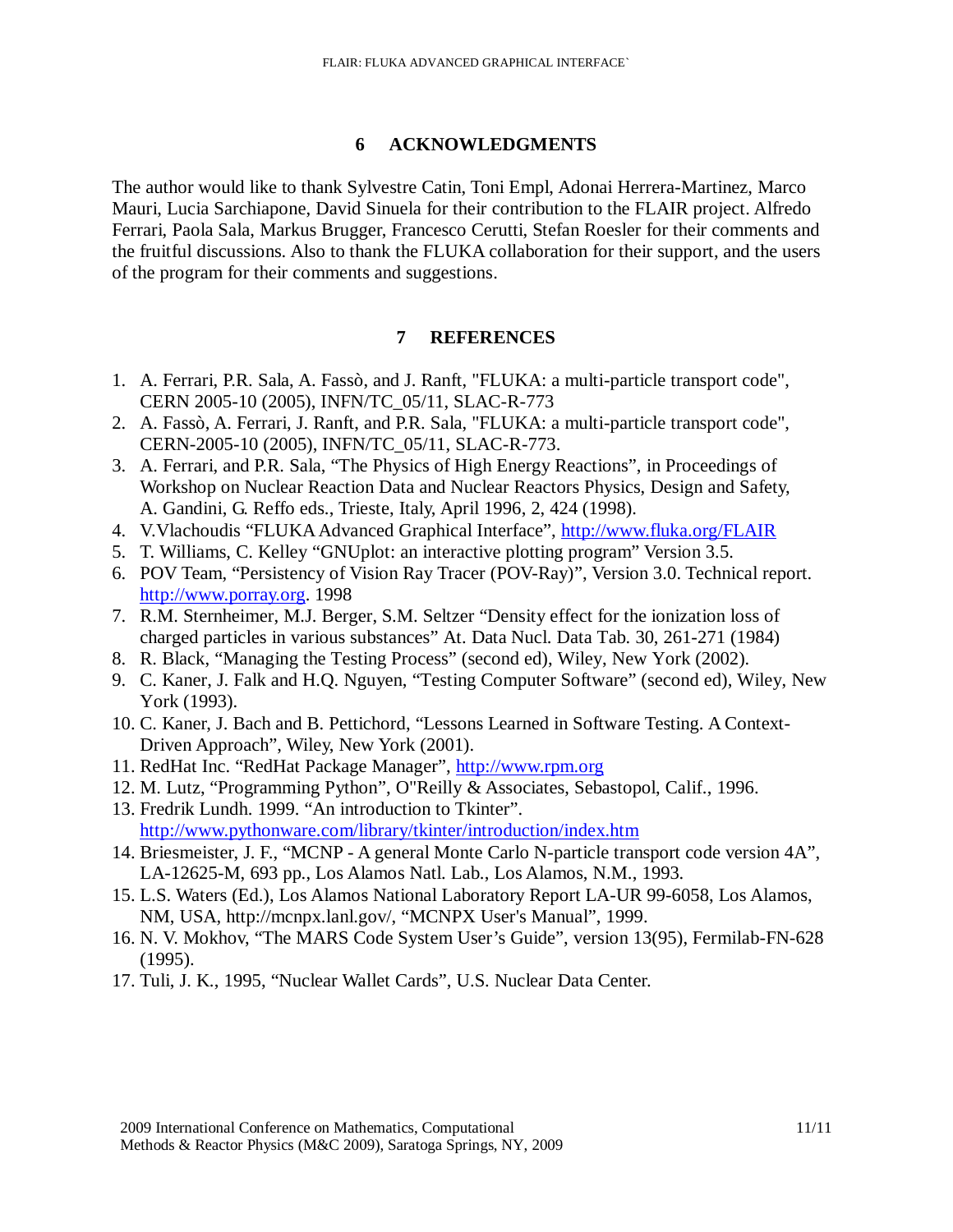## 6 ACKNOWLEDGMENTS

The author would like to thank Sylvestre Catin, Toni Empl, Adonai Herrera-Martinez, Marco Mauri, Lucia Sarchiapone, David Sinuela for their contribution to the FLAIR project. Alfredo Ferrari, Paola Sala, Markus Brugger, Francesco Cerutti, Stefan Roesler for their comments and the fruitful discussions. Also to thank the FLUKA collaboration for their support, and the users of the program for their comments and suggestions.

## 7 REFERENCES

1. A. Ferrari, P.R. Sala, A. Fassò, and J. Ranft, "FLUKA: a multi-particle transport code", CERN 2005-10 (2005), INFN/TC_05/11, SLAC-R-773
2. A. Fassò, A. Ferrari, J. Ranft, and P.R. Sala, "FLUKA: a multi-particle transport code", CERN-2005-10 (2005), INFN/TC_05/11, SLAC-R-773.
3. A. Ferrari, and P.R. Sala, "The Physics of High Energy Reactions", in Proceedings of Workshop on Nuclear Reaction Data and Nuclear Reactors Physics, Design and Safety, A. Gandini, G. Reffo eds., Trieste, Italy, April 1996, 2, 424 (1998).
4. V.Vlachoudis "FLUKA Advanced Graphical Interface", http://www.fluka.org/FLAIR
5. T. Williams, C. Kelley "GNUplot: an interactive plotting program" Version 3.5.
6. POV Team, "Persistency of Vision Ray Tracer (POV-Ray)", Version 3.0. Technical report. http://www.porray.org. 1998
7. R.M. Sternheimer, M.J. Berger, S.M. Seltzer "Density effect for the ionization loss of charged particles in various substances" At. Data Nucl. Data Tab. 30, 261-271 (1984)
8. R. Black, "Managing the Testing Process" (second ed), Wiley, New York (2002).
9. C. Kaner, J. Falk and H.Q. Nguyen, "Testing Computer Software" (second ed), Wiley, New York (1993).
10. C. Kaner, J. Bach and B. Pettichord, "Lessons Learned in Software Testing. A Context-Driven Approach", Wiley, New York (2001).
11. RedHat Inc. "RedHat Package Manager", http://www.rpm.org
12. M. Lutz, "Programming Python", O"Reilly & Associates, Sebastopol, Calif., 1996.
13. Fredrik Lundh. 1999. "An introduction to Tkinter". http://www.pythonware.com/library/tkinter/introduction/index.htm
14. Briesmeister, J. F., "MCNP - A general Monte Carlo N-particle transport code version 4A", LA-12625-M, 693 pp., Los Alamos Natl. Lab., Los Alamos, N.M., 1993.
15. L.S. Waters (Ed.), Los Alamos National Laboratory Report LA-UR 99-6058, Los Alamos, NM, USA, http://mcnpx.lanl.gov/, "MCNPX User's Manual", 1999.
16. N. V. Mokhov, "The MARS Code System User's Guide", version 13(95), Fermilab-FN-628 (1995).
17. Tuli, J. K., 1995, "Nuclear Wallet Cards", U.S. Nuclear Data Center.